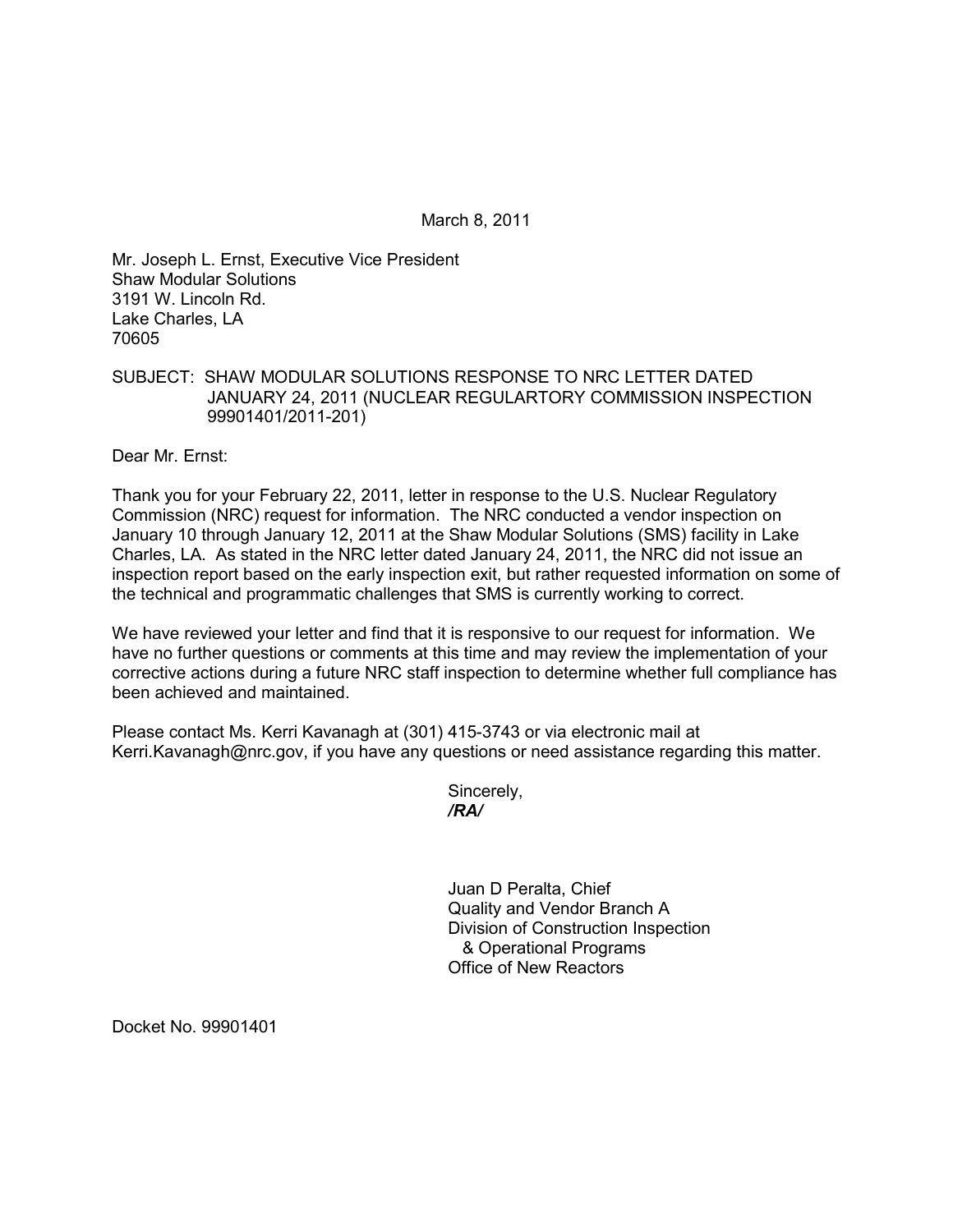March 8, 2011

Mr. Joseph L. Ernst, Executive Vice President
Shaw Modular Solutions
3191 W. Lincoln Rd.
Lake Charles, LA
70605

SUBJECT: SHAW MODULAR SOLUTIONS RESPONSE TO NRC LETTER DATED JANUARY 24, 2011 (NUCLEAR REGULARTORY COMMISSION INSPECTION 99901401/2011-201)

Dear Mr. Ernst:

Thank you for your February 22, 2011, letter in response to the U.S. Nuclear Regulatory Commission (NRC) request for information. The NRC conducted a vendor inspection on January 10 through January 12, 2011 at the Shaw Modular Solutions (SMS) facility in Lake Charles, LA. As stated in the NRC letter dated January 24, 2011, the NRC did not issue an inspection report based on the early inspection exit, but rather requested information on some of the technical and programmatic challenges that SMS is currently working to correct.

We have reviewed your letter and find that it is responsive to our request for information. We have no further questions or comments at this time and may review the implementation of your corrective actions during a future NRC staff inspection to determine whether full compliance has been achieved and maintained.

Please contact Ms. Kerri Kavanagh at (301) 415-3743 or via electronic mail at Kerri.Kavanagh@nrc.gov, if you have any questions or need assistance regarding this matter.

Sincerely,
***/RA/***

Juan D Peralta, Chief
Quality and Vendor Branch A
Division of Construction Inspection
& Operational Programs
Office of New Reactors

Docket No. 99901401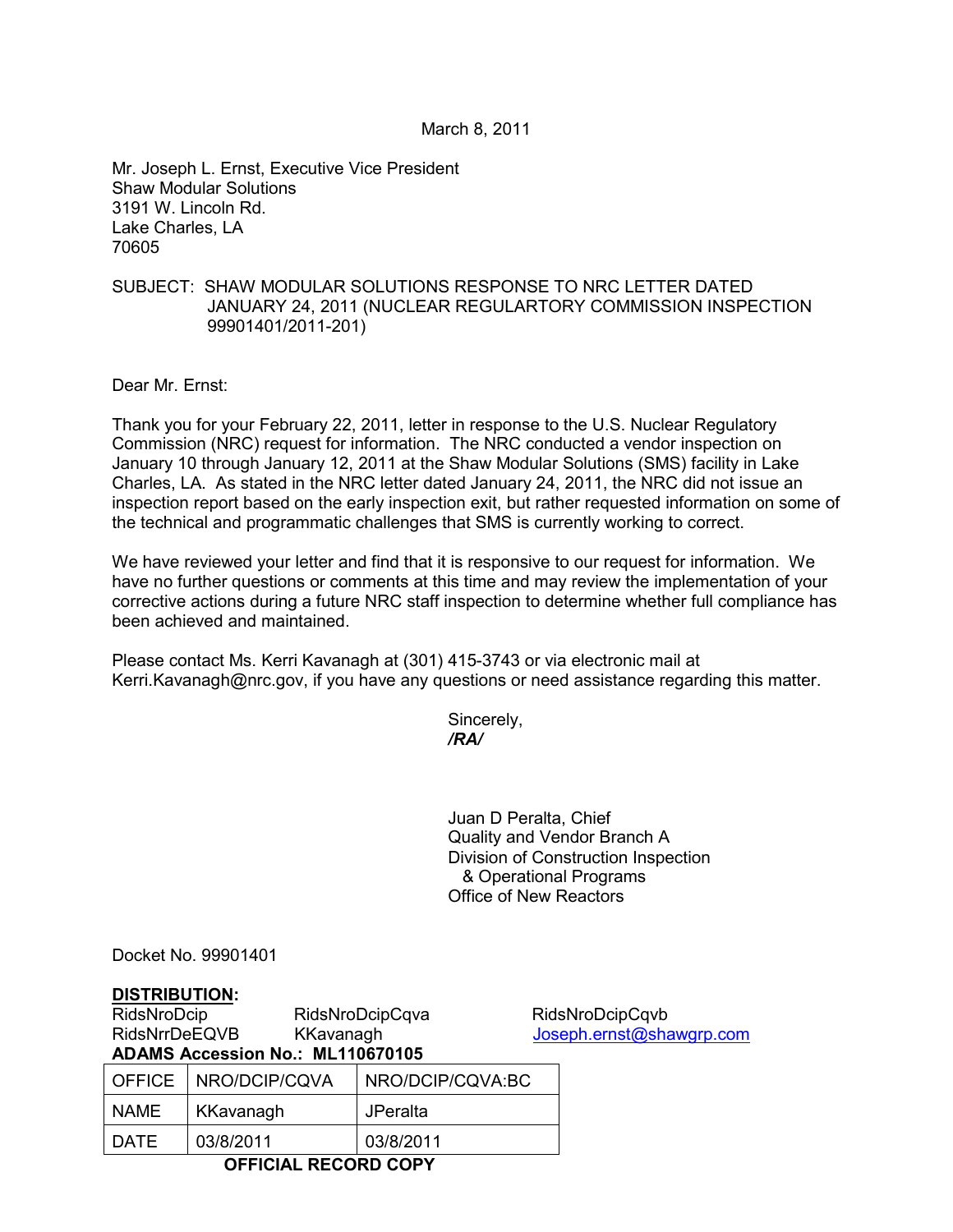March 8, 2011

Mr. Joseph L. Ernst, Executive Vice President
Shaw Modular Solutions
3191 W. Lincoln Rd.
Lake Charles, LA
70605

SUBJECT: SHAW MODULAR SOLUTIONS RESPONSE TO NRC LETTER DATED JANUARY 24, 2011 (NUCLEAR REGULARTORY COMMISSION INSPECTION 99901401/2011-201)

Dear Mr. Ernst:

Thank you for your February 22, 2011, letter in response to the U.S. Nuclear Regulatory Commission (NRC) request for information. The NRC conducted a vendor inspection on January 10 through January 12, 2011 at the Shaw Modular Solutions (SMS) facility in Lake Charles, LA. As stated in the NRC letter dated January 24, 2011, the NRC did not issue an inspection report based on the early inspection exit, but rather requested information on some of the technical and programmatic challenges that SMS is currently working to correct.

We have reviewed your letter and find that it is responsive to our request for information. We have no further questions or comments at this time and may review the implementation of your corrective actions during a future NRC staff inspection to determine whether full compliance has been achieved and maintained.

Please contact Ms. Kerri Kavanagh at (301) 415-3743 or via electronic mail at Kerri.Kavanagh@nrc.gov, if you have any questions or need assistance regarding this matter.

Sincerely,
***/RA/***

Juan D Peralta, Chief
Quality and Vendor Branch A
Division of Construction Inspection
& Operational Programs
Office of New Reactors

Docket No. 99901401

**DISTRIBUTION:**

RidsNroDcip RidsNroDcipCqva RidsNroDcipCqvb
RidsNrrDeEQVB KKavanagh Joseph.ernst@shawgrp.com

**ADAMS Accession No.: ML110670105**

| OFFICE | NRO/DCIP/CQVA | NRO/DCIP/CQVA:BC |
|---|---|---|
| NAME | KKavanagh | JPeralta |
| DATE | 03/8/2011 | 03/8/2011 |

**OFFICIAL RECORD COPY**